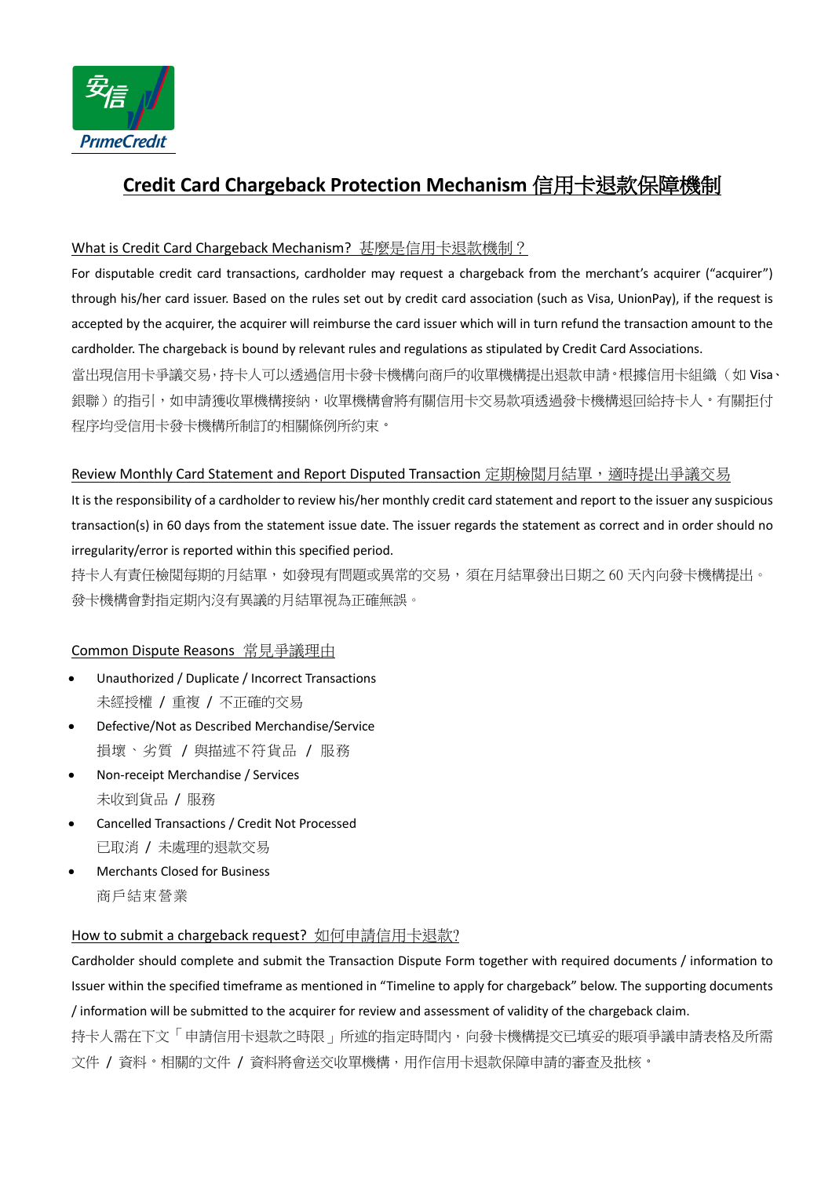# Credit Card Chargeback Protection Mechanism 信用卡退款保障機制

## What is Credit Card Chargeback Mechanism? 甚麼是信用卡退款機制？

For disputable credit card transactions, cardholder may request a chargeback from the merchant's acquirer ("acquirer") through his/her card issuer. Based on the rules set out by credit card association (such as Visa, UnionPay), if the request is accepted by the acquirer, the acquirer will reimburse the card issuer which will in turn refund the transaction amount to the cardholder. The chargeback is bound by relevant rules and regulations as stipulated by Credit Card Associations.

當出現信用卡爭議交易，持卡人可以透過信用卡發卡機構向商戶的收單機構提出退款申請。根據信用卡組織（如 Visa、銀聯）的指引，如申請獲收單機構接納，收單機構會將有關信用卡交易款項透過發卡機構退回給持卡人。有關拒付程序均受信用卡發卡機構所制訂的相關條例所約束。

## Review Monthly Card Statement and Report Disputed Transaction 定期檢閱月結單，適時提出爭議交易

It is the responsibility of a cardholder to review his/her monthly credit card statement and report to the issuer any suspicious transaction(s) in 60 days from the statement issue date. The issuer regards the statement as correct and in order should no irregularity/error is reported within this specified period.

持卡人有責任檢閱每期的月結單，如發現有問題或異常的交易，須在月結單發出日期之 60 天內向發卡機構提出。發卡機構會對指定期內沒有異議的月結單視為正確無誤。

## Common Dispute Reasons 常見爭議理由

- Unauthorized / Duplicate / Incorrect Transactions
  未經授權 / 重複 / 不正確的交易
- Defective/Not as Described Merchandise/Service
  損壞、劣質 / 與描述不符貨品 / 服務
- Non-receipt Merchandise / Services
  未收到貨品 / 服務
- Cancelled Transactions / Credit Not Processed
  已取消 / 未處理的退款交易
- Merchants Closed for Business
  商戶結束營業

## How to submit a chargeback request? 如何申請信用卡退款?

Cardholder should complete and submit the Transaction Dispute Form together with required documents / information to Issuer within the specified timeframe as mentioned in "Timeline to apply for chargeback" below. The supporting documents / information will be submitted to the acquirer for review and assessment of validity of the chargeback claim.

持卡人需在下文「申請信用卡退款之時限」所述的指定時間內，向發卡機構提交已填妥的賬項爭議申請表格及所需文件 / 資料。相關的文件 / 資料將會送交收單機構，用作信用卡退款保障申請的審查及批核。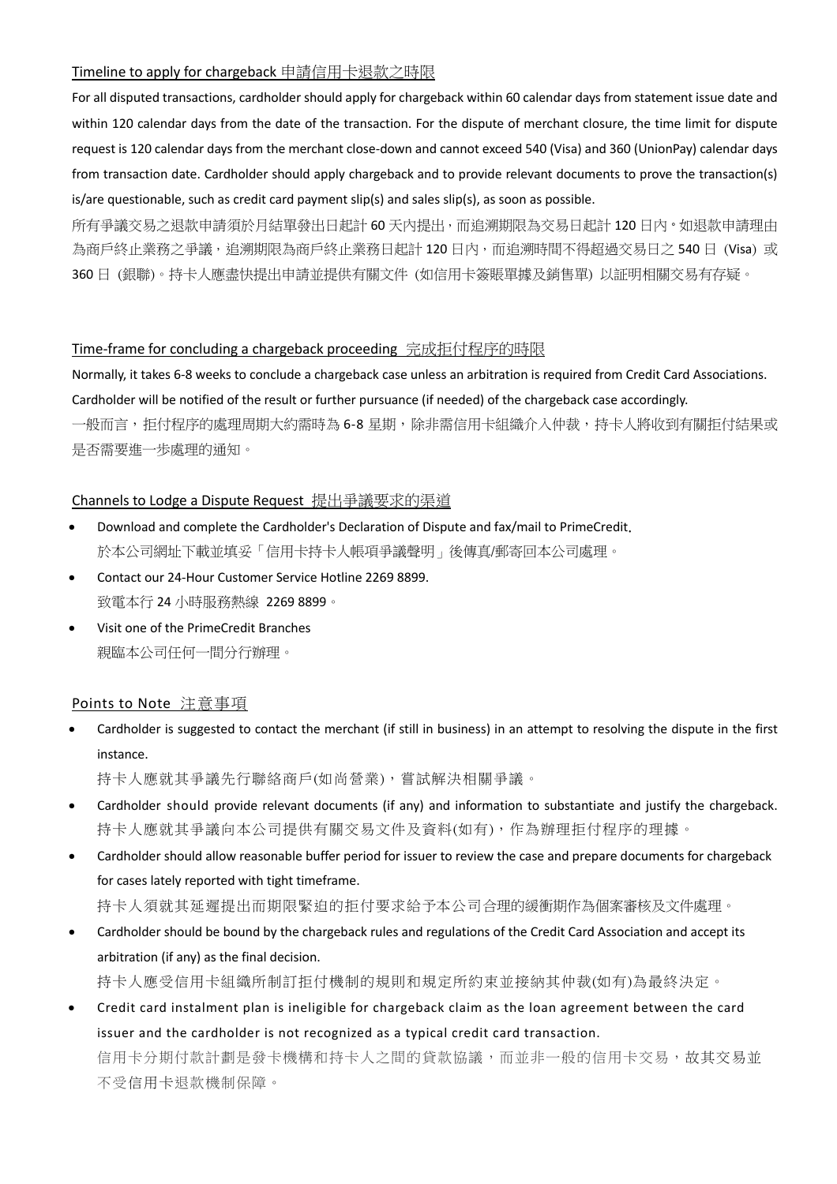## Timeline to apply for chargeback 申請信用卡退款之時限

For all disputed transactions, cardholder should apply for chargeback within 60 calendar days from statement issue date and within 120 calendar days from the date of the transaction. For the dispute of merchant closure, the time limit for dispute request is 120 calendar days from the merchant close-down and cannot exceed 540 (Visa) and 360 (UnionPay) calendar days from transaction date. Cardholder should apply chargeback and to provide relevant documents to prove the transaction(s) is/are questionable, such as credit card payment slip(s) and sales slip(s), as soon as possible.

所有爭議交易之退款申請須於月結單發出日起計 60 天內提出，而追溯期限為交易日起計 120 日內。如退款申請理由為商戶終止業務之爭議，追溯期限為商戶終止業務日起計 120 日內，而追溯時間不得超過交易日之 540 日 (Visa) 或 360 日 (銀聯)。持卡人應盡快提出申請並提供有關文件 (如信用卡簽賬單據及銷售單) 以証明相關交易有存疑。

## Time-frame for concluding a chargeback proceeding 完成拒付程序的時限

Normally, it takes 6-8 weeks to conclude a chargeback case unless an arbitration is required from Credit Card Associations. Cardholder will be notified of the result or further pursuance (if needed) of the chargeback case accordingly.

一般而言，拒付程序的處理周期大約需時為 6-8 星期，除非需信用卡組織介入仲裁，持卡人將收到有關拒付結果或是否需要進一步處理的通知。

## Channels to Lodge a Dispute Request 提出爭議要求的渠道

- Download and complete the Cardholder's Declaration of Dispute and fax/mail to PrimeCredit.
  於本公司網址下載並填妥「信用卡持卡人帳項爭議聲明」後傳真/郵寄回本公司處理。
- Contact our 24-Hour Customer Service Hotline 2269 8899.
  致電本行 24 小時服務熱線 2269 8899。
- Visit one of the PrimeCredit Branches
  親臨本公司任何一間分行辦理。

## Points to Note 注意事項

- Cardholder is suggested to contact the merchant (if still in business) in an attempt to resolving the dispute in the first instance.
  持卡人應就其爭議先行聯絡商戶(如尚營業)，嘗試解決相關爭議。
- Cardholder should provide relevant documents (if any) and information to substantiate and justify the chargeback.
  持卡人應就其爭議向本公司提供有關交易文件及資料(如有)，作為辦理拒付程序的理據。
- Cardholder should allow reasonable buffer period for issuer to review the case and prepare documents for chargeback for cases lately reported with tight timeframe.
  持卡人須就其延遲提出而期限緊迫的拒付要求給予本公司合理的緩衝期作為個案審核及文件處理。
- Cardholder should be bound by the chargeback rules and regulations of the Credit Card Association and accept its arbitration (if any) as the final decision.
  持卡人應受信用卡組織所制訂拒付機制的規則和規定所約束並接納其仲裁(如有)為最終決定。
- Credit card instalment plan is ineligible for chargeback claim as the loan agreement between the card issuer and the cardholder is not recognized as a typical credit card transaction.
  信用卡分期付款計劃是發卡機構和持卡人之間的貸款協議，而並非一般的信用卡交易，故其交易並不受信用卡退款機制保障。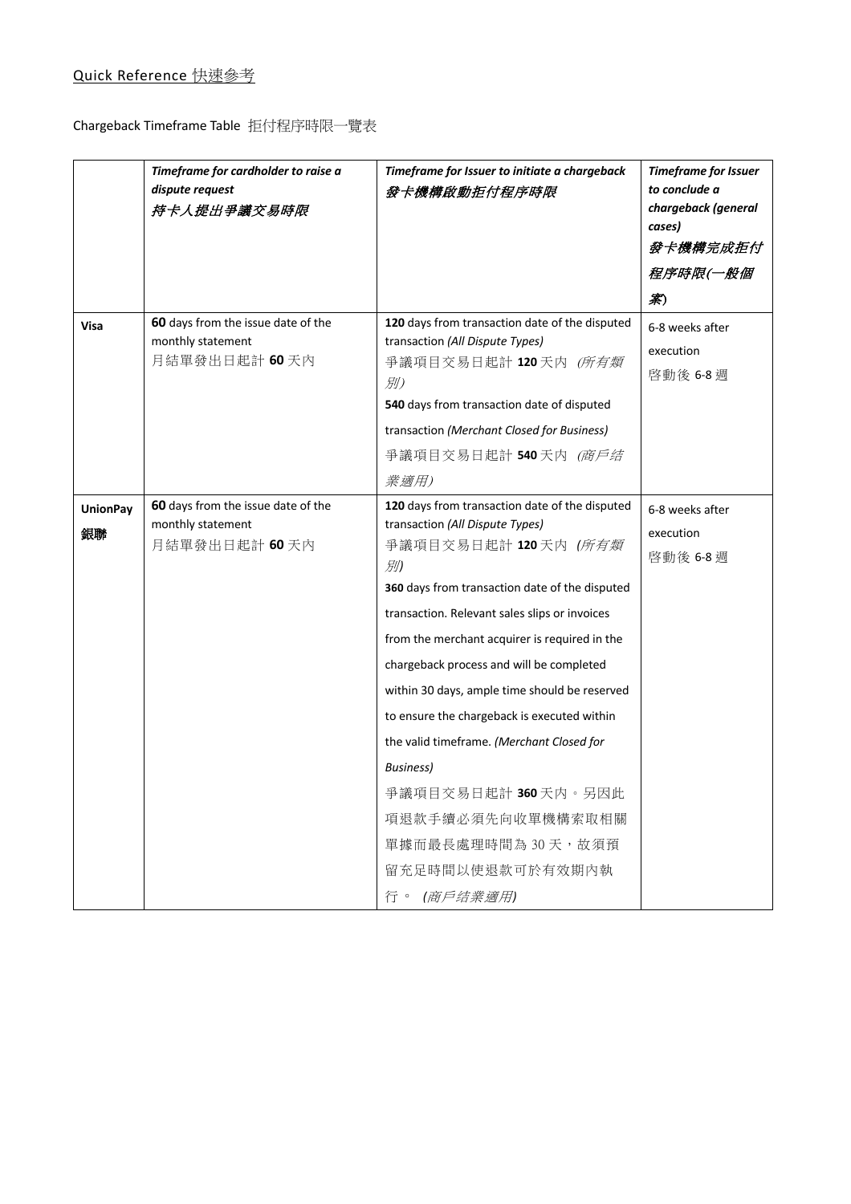Quick Reference 快速參考

Chargeback Timeframe Table 拒付程序時限一覽表

| | *Timeframe for cardholder to raise a dispute request* *持卡人提出爭議交易時限* | *Timeframe for Issuer to initiate a chargeback* *發卡機構啟動拒付程序時限* | *Timeframe for Issuer to conclude a chargeback (general cases)* *發卡機構完成拒付程序時限(一般個案)* |
|---|---|---|---|
| **Visa** | **60** days from the issue date of the monthly statement 月結單發出日起計 **60** 天內 | **120** days from transaction date of the disputed transaction *(All Dispute Types)* 爭議項目交易日起計 **120** 天內 *(所有類別)* **540** days from transaction date of disputed transaction *(Merchant Closed for Business)* 爭議項目交易日起計 **540** 天內 *(商戶结業適用)* | 6-8 weeks after execution 啓動後 6-8 週 |
| **UnionPay 銀聯** | **60** days from the issue date of the monthly statement 月結單發出日起計 **60** 天內 | **120** days from transaction date of the disputed transaction *(All Dispute Types)* 爭議項目交易日起計 **120** 天內 *(所有類別)* **360** days from transaction date of the disputed transaction. Relevant sales slips or invoices from the merchant acquirer is required in the chargeback process and will be completed within 30 days, ample time should be reserved to ensure the chargeback is executed within the valid timeframe. *(Merchant Closed for Business)* 爭議項目交易日起計 **360** 天內。另因此項退款手續必須先向收單機構索取相關單據而最長處理時間為 30 天，故須預留充足時間以使退款可於有效期內執行。 *(商戶结業適用)* | 6-8 weeks after execution 啓動後 6-8 週 |